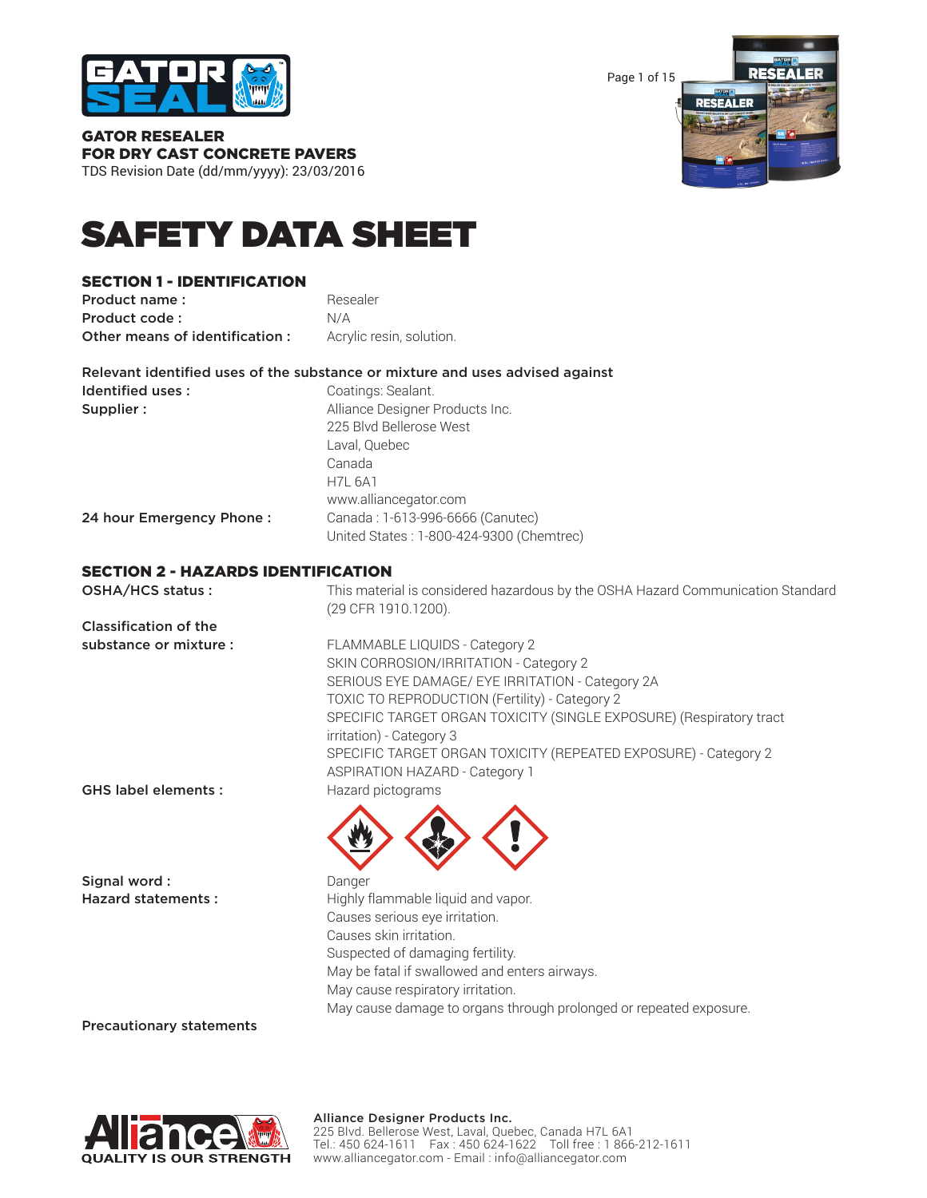**GATOR RESEALER**
**FOR DRY CAST CONCRETE PAVERS**
TDS Revision Date (dd/mm/yyyy): 23/03/2016

# SAFETY DATA SHEET

## SECTION 1 - IDENTIFICATION

**Product name :** Resealer
**Product code :** N/A
**Other means of identification :** Acrylic resin, solution.

**Relevant identified uses of the substance or mixture and uses advised against**

**Identified uses :** Coatings: Sealant.
**Supplier :** Alliance Designer Products Inc.
225 Blvd Bellerose West
Laval, Quebec
Canada
H7L 6A1
www.alliancegator.com
**24 hour Emergency Phone :** Canada : 1-613-996-6666 (Canutec)
United States : 1-800-424-9300 (Chemtrec)

## SECTION 2 - HAZARDS IDENTIFICATION

**OSHA/HCS status :** This material is considered hazardous by the OSHA Hazard Communication Standard (29 CFR 1910.1200).

**Classification of the substance or mixture :**
FLAMMABLE LIQUIDS - Category 2
SKIN CORROSION/IRRITATION - Category 2
SERIOUS EYE DAMAGE/ EYE IRRITATION - Category 2A
TOXIC TO REPRODUCTION (Fertility) - Category 2
SPECIFIC TARGET ORGAN TOXICITY (SINGLE EXPOSURE) (Respiratory tract irritation) - Category 3
SPECIFIC TARGET ORGAN TOXICITY (REPEATED EXPOSURE) - Category 2
ASPIRATION HAZARD - Category 1

**GHS label elements :** Hazard pictograms

**Signal word :** Danger

**Hazard statements :**
Highly flammable liquid and vapor.
Causes serious eye irritation.
Causes skin irritation.
Suspected of damaging fertility.
May be fatal if swallowed and enters airways.
May cause respiratory irritation.
May cause damage to organs through prolonged or repeated exposure.

**Precautionary statements**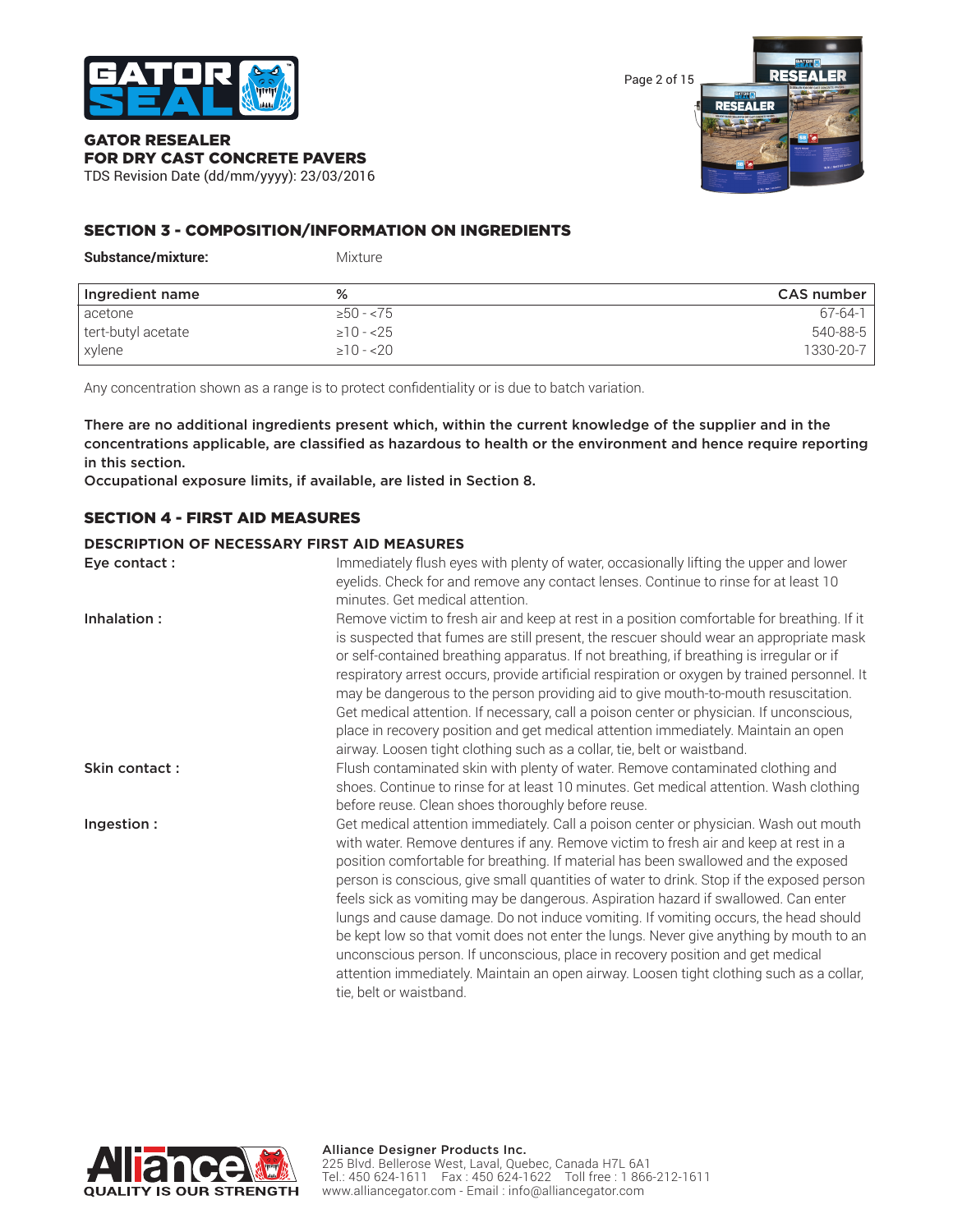## SECTION 3 - COMPOSITION/INFORMATION ON INGREDIENTS

**Substance/mixture:** Mixture

| Ingredient name | % | CAS number |
|---|---|---|
| acetone | ≥50 - <75 | 67-64-1 |
| tert-butyl acetate | ≥10 - <25 | 540-88-5 |
| xylene | ≥10 - <20 | 1330-20-7 |

Any concentration shown as a range is to protect confidentiality or is due to batch variation.

**There are no additional ingredients present which, within the current knowledge of the supplier and in the concentrations applicable, are classified as hazardous to health or the environment and hence require reporting in this section.**
**Occupational exposure limits, if available, are listed in Section 8.**

## SECTION 4 - FIRST AID MEASURES

### DESCRIPTION OF NECESSARY FIRST AID MEASURES

**Eye contact :** Immediately flush eyes with plenty of water, occasionally lifting the upper and lower eyelids. Check for and remove any contact lenses. Continue to rinse for at least 10 minutes. Get medical attention.

**Inhalation :** Remove victim to fresh air and keep at rest in a position comfortable for breathing. If it is suspected that fumes are still present, the rescuer should wear an appropriate mask or self-contained breathing apparatus. If not breathing, if breathing is irregular or if respiratory arrest occurs, provide artificial respiration or oxygen by trained personnel. It may be dangerous to the person providing aid to give mouth-to-mouth resuscitation. Get medical attention. If necessary, call a poison center or physician. If unconscious, place in recovery position and get medical attention immediately. Maintain an open airway. Loosen tight clothing such as a collar, tie, belt or waistband.

**Skin contact :** Flush contaminated skin with plenty of water. Remove contaminated clothing and shoes. Continue to rinse for at least 10 minutes. Get medical attention. Wash clothing before reuse. Clean shoes thoroughly before reuse.

**Ingestion :** Get medical attention immediately. Call a poison center or physician. Wash out mouth with water. Remove dentures if any. Remove victim to fresh air and keep at rest in a position comfortable for breathing. If material has been swallowed and the exposed person is conscious, give small quantities of water to drink. Stop if the exposed person feels sick as vomiting may be dangerous. Aspiration hazard if swallowed. Can enter lungs and cause damage. Do not induce vomiting. If vomiting occurs, the head should be kept low so that vomit does not enter the lungs. Never give anything by mouth to an unconscious person. If unconscious, place in recovery position and get medical attention immediately. Maintain an open airway. Loosen tight clothing such as a collar, tie, belt or waistband.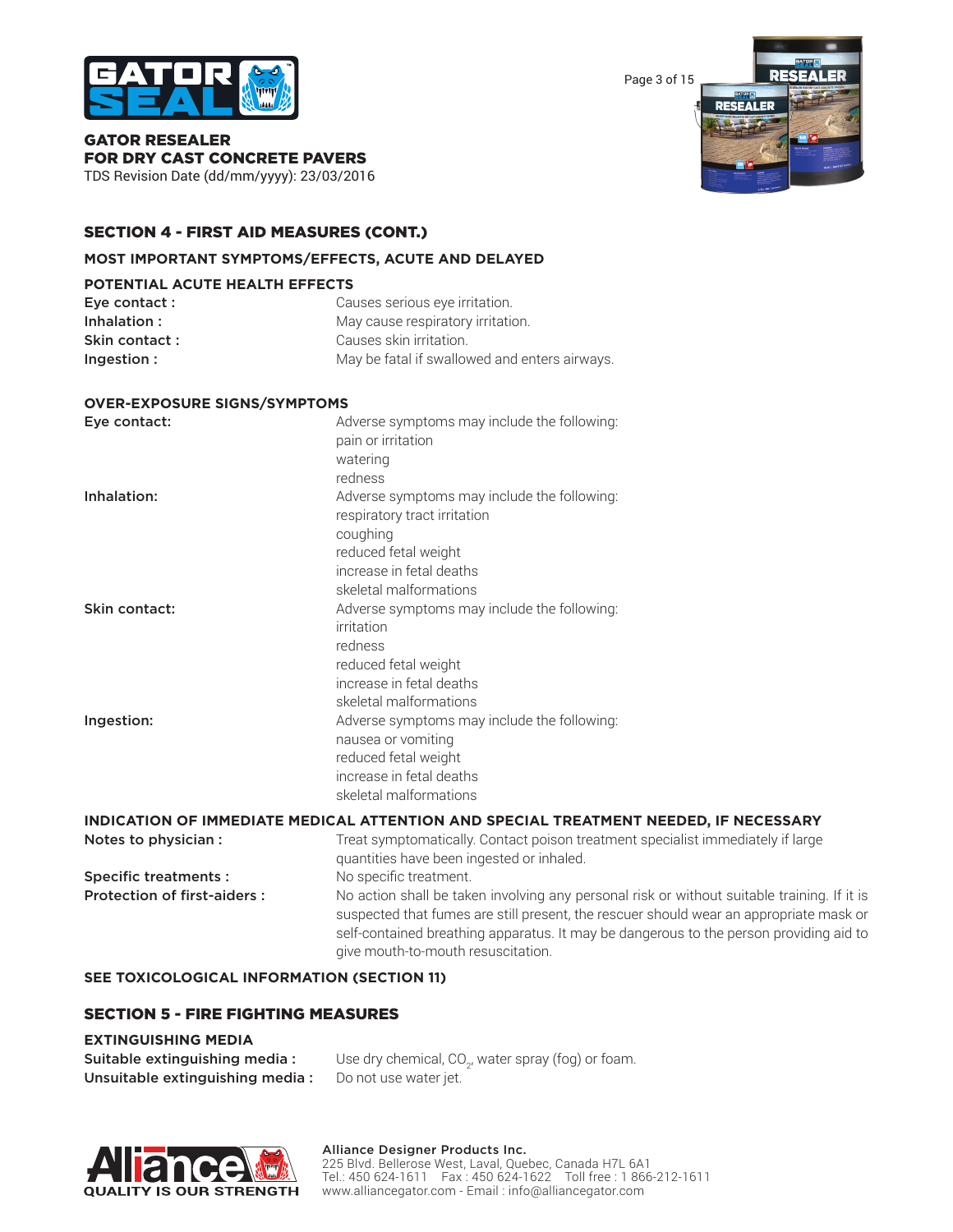## SECTION 4 - FIRST AID MEASURES (CONT.)

### MOST IMPORTANT SYMPTOMS/EFFECTS, ACUTE AND DELAYED

#### POTENTIAL ACUTE HEALTH EFFECTS

| | |
|---|---|
| **Eye contact :** | Causes serious eye irritation. |
| **Inhalation :** | May cause respiratory irritation. |
| **Skin contact :** | Causes skin irritation. |
| **Ingestion :** | May be fatal if swallowed and enters airways. |

#### OVER-EXPOSURE SIGNS/SYMPTOMS

**Eye contact:**
Adverse symptoms may include the following:
pain or irritation
watering
redness

**Inhalation:**
Adverse symptoms may include the following:
respiratory tract irritation
coughing
reduced fetal weight
increase in fetal deaths
skeletal malformations

**Skin contact:**
Adverse symptoms may include the following:
irritation
redness
reduced fetal weight
increase in fetal deaths
skeletal malformations

**Ingestion:**
Adverse symptoms may include the following:
nausea or vomiting
reduced fetal weight
increase in fetal deaths
skeletal malformations

### INDICATION OF IMMEDIATE MEDICAL ATTENTION AND SPECIAL TREATMENT NEEDED, IF NECESSARY

**Notes to physician :** Treat symptomatically. Contact poison treatment specialist immediately if large quantities have been ingested or inhaled.

**Specific treatments :** No specific treatment.

**Protection of first-aiders :** No action shall be taken involving any personal risk or without suitable training. If it is suspected that fumes are still present, the rescuer should wear an appropriate mask or self-contained breathing apparatus. It may be dangerous to the person providing aid to give mouth-to-mouth resuscitation.

### SEE TOXICOLOGICAL INFORMATION (SECTION 11)

## SECTION 5 - FIRE FIGHTING MEASURES

### EXTINGUISHING MEDIA

**Suitable extinguishing media :** Use dry chemical, $CO_2$, water spray (fog) or foam.

**Unsuitable extinguishing media :** Do not use water jet.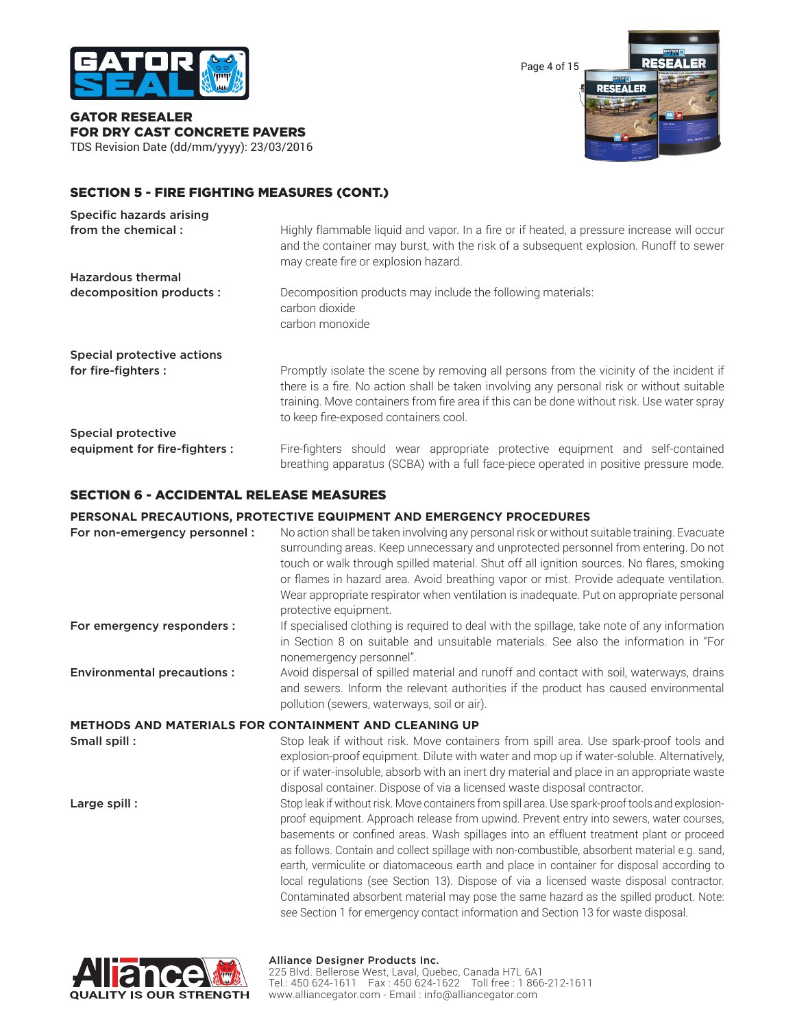## SECTION 5 - FIRE FIGHTING MEASURES (CONT.)

**Specific hazards arising from the chemical :** Highly flammable liquid and vapor. In a fire or if heated, a pressure increase will occur and the container may burst, with the risk of a subsequent explosion. Runoff to sewer may create fire or explosion hazard.

**Hazardous thermal decomposition products :** Decomposition products may include the following materials:
carbon dioxide
carbon monoxide

**Special protective actions for fire-fighters :** Promptly isolate the scene by removing all persons from the vicinity of the incident if there is a fire. No action shall be taken involving any personal risk or without suitable training. Move containers from fire area if this can be done without risk. Use water spray to keep fire-exposed containers cool.

**Special protective equipment for fire-fighters :** Fire-fighters should wear appropriate protective equipment and self-contained breathing apparatus (SCBA) with a full face-piece operated in positive pressure mode.

## SECTION 6 - ACCIDENTAL RELEASE MEASURES

### PERSONAL PRECAUTIONS, PROTECTIVE EQUIPMENT AND EMERGENCY PROCEDURES

**For non-emergency personnel :** No action shall be taken involving any personal risk or without suitable training. Evacuate surrounding areas. Keep unnecessary and unprotected personnel from entering. Do not touch or walk through spilled material. Shut off all ignition sources. No flares, smoking or flames in hazard area. Avoid breathing vapor or mist. Provide adequate ventilation. Wear appropriate respirator when ventilation is inadequate. Put on appropriate personal protective equipment.

**For emergency responders :** If specialised clothing is required to deal with the spillage, take note of any information in Section 8 on suitable and unsuitable materials. See also the information in "For nonemergency personnel".

**Environmental precautions :** Avoid dispersal of spilled material and runoff and contact with soil, waterways, drains and sewers. Inform the relevant authorities if the product has caused environmental pollution (sewers, waterways, soil or air).

### METHODS AND MATERIALS FOR CONTAINMENT AND CLEANING UP

**Small spill :** Stop leak if without risk. Move containers from spill area. Use spark-proof tools and explosion-proof equipment. Dilute with water and mop up if water-soluble. Alternatively, or if water-insoluble, absorb with an inert dry material and place in an appropriate waste disposal container. Dispose of via a licensed waste disposal contractor.

**Large spill :** Stop leak if without risk. Move containers from spill area. Use spark-proof tools and explosion-proof equipment. Approach release from upwind. Prevent entry into sewers, water courses, basements or confined areas. Wash spillages into an effluent treatment plant or proceed as follows. Contain and collect spillage with non-combustible, absorbent material e.g. sand, earth, vermiculite or diatomaceous earth and place in container for disposal according to local regulations (see Section 13). Dispose of via a licensed waste disposal contractor. Contaminated absorbent material may pose the same hazard as the spilled product. Note: see Section 1 for emergency contact information and Section 13 for waste disposal.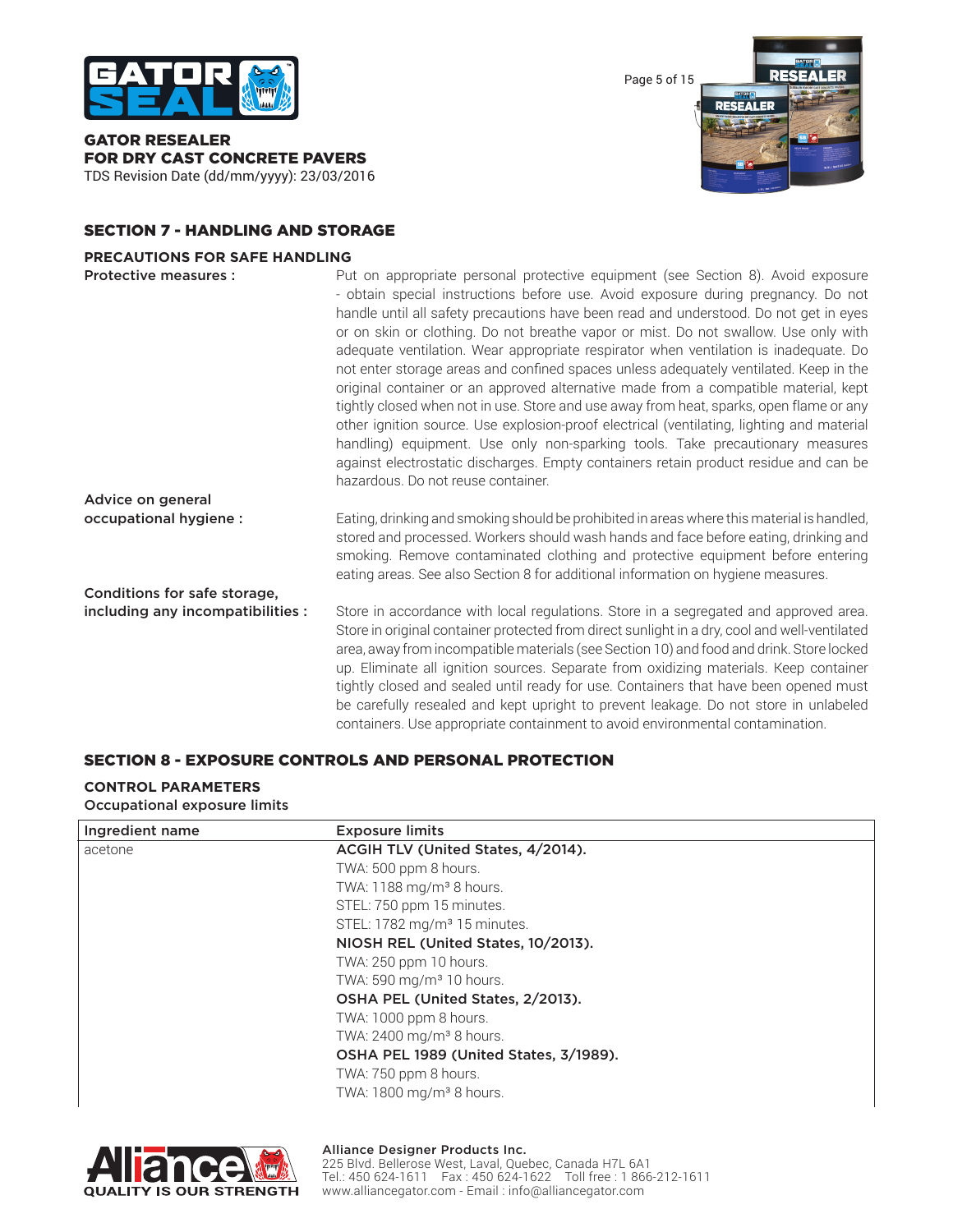## SECTION 7 - HANDLING AND STORAGE

### PRECAUTIONS FOR SAFE HANDLING

**Protective measures :** Put on appropriate personal protective equipment (see Section 8). Avoid exposure - obtain special instructions before use. Avoid exposure during pregnancy. Do not handle until all safety precautions have been read and understood. Do not get in eyes or on skin or clothing. Do not breathe vapor or mist. Do not swallow. Use only with adequate ventilation. Wear appropriate respirator when ventilation is inadequate. Do not enter storage areas and confined spaces unless adequately ventilated. Keep in the original container or an approved alternative made from a compatible material, kept tightly closed when not in use. Store and use away from heat, sparks, open flame or any other ignition source. Use explosion-proof electrical (ventilating, lighting and material handling) equipment. Use only non-sparking tools. Take precautionary measures against electrostatic discharges. Empty containers retain product residue and can be hazardous. Do not reuse container.

**Advice on general occupational hygiene :** Eating, drinking and smoking should be prohibited in areas where this material is handled, stored and processed. Workers should wash hands and face before eating, drinking and smoking. Remove contaminated clothing and protective equipment before entering eating areas. See also Section 8 for additional information on hygiene measures.

**Conditions for safe storage, including any incompatibilities :** Store in accordance with local regulations. Store in a segregated and approved area. Store in original container protected from direct sunlight in a dry, cool and well-ventilated area, away from incompatible materials (see Section 10) and food and drink. Store locked up. Eliminate all ignition sources. Separate from oxidizing materials. Keep container tightly closed and sealed until ready for use. Containers that have been opened must be carefully resealed and kept upright to prevent leakage. Do not store in unlabeled containers. Use appropriate containment to avoid environmental contamination.

## SECTION 8 - EXPOSURE CONTROLS AND PERSONAL PROTECTION

### CONTROL PARAMETERS

**Occupational exposure limits**

| Ingredient name | Exposure limits |
|---|---|
| acetone | **ACGIH TLV (United States, 4/2014).** |
| | TWA: 500 ppm 8 hours. |
| | TWA: 1188 mg/m³ 8 hours. |
| | STEL: 750 ppm 15 minutes. |
| | STEL: 1782 mg/m³ 15 minutes. |
| | **NIOSH REL (United States, 10/2013).** |
| | TWA: 250 ppm 10 hours. |
| | TWA: 590 mg/m³ 10 hours. |
| | **OSHA PEL (United States, 2/2013).** |
| | TWA: 1000 ppm 8 hours. |
| | TWA: 2400 mg/m³ 8 hours. |
| | **OSHA PEL 1989 (United States, 3/1989).** |
| | TWA: 750 ppm 8 hours. |
| | TWA: 1800 mg/m³ 8 hours. |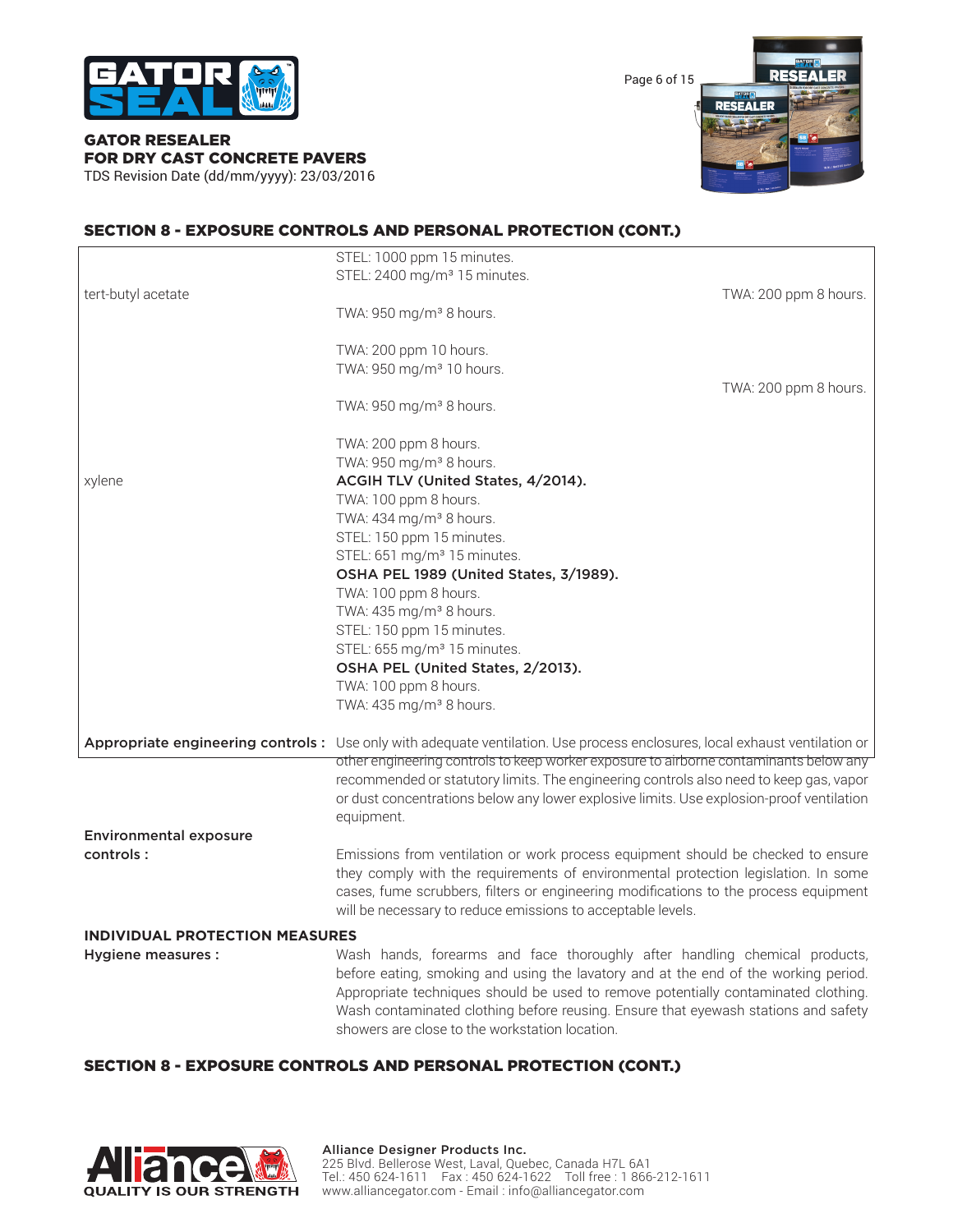## SECTION 8 - EXPOSURE CONTROLS AND PERSONAL PROTECTION (CONT.)

| | |
|---|---|
| | STEL: 1000 ppm 15 minutes.<br>STEL: 2400 mg/m³ 15 minutes. |
| tert-butyl acetate | TWA: 200 ppm 8 hours.<br>TWA: 950 mg/m³ 8 hours.<br><br>TWA: 200 ppm 10 hours.<br>TWA: 950 mg/m³ 10 hours.<br>TWA: 200 ppm 8 hours.<br>TWA: 950 mg/m³ 8 hours.<br><br>TWA: 200 ppm 8 hours.<br>TWA: 950 mg/m³ 8 hours. |
| xylene | **ACGIH TLV (United States, 4/2014).**<br>TWA: 100 ppm 8 hours.<br>TWA: 434 mg/m³ 8 hours.<br>STEL: 150 ppm 15 minutes.<br>STEL: 651 mg/m³ 15 minutes.<br>**OSHA PEL 1989 (United States, 3/1989).**<br>TWA: 100 ppm 8 hours.<br>TWA: 435 mg/m³ 8 hours.<br>STEL: 150 ppm 15 minutes.<br>STEL: 655 mg/m³ 15 minutes.<br>**OSHA PEL (United States, 2/2013).**<br>TWA: 100 ppm 8 hours.<br>TWA: 435 mg/m³ 8 hours. |

**Appropriate engineering controls :** Use only with adequate ventilation. Use process enclosures, local exhaust ventilation or other engineering controls to keep worker exposure to airborne contaminants below any recommended or statutory limits. The engineering controls also need to keep gas, vapor or dust concentrations below any lower explosive limits. Use explosion-proof ventilation equipment.

**Environmental exposure controls :** Emissions from ventilation or work process equipment should be checked to ensure they comply with the requirements of environmental protection legislation. In some cases, fume scrubbers, filters or engineering modifications to the process equipment will be necessary to reduce emissions to acceptable levels.

**INDIVIDUAL PROTECTION MEASURES**

**Hygiene measures :** Wash hands, forearms and face thoroughly after handling chemical products, before eating, smoking and using the lavatory and at the end of the working period. Appropriate techniques should be used to remove potentially contaminated clothing. Wash contaminated clothing before reusing. Ensure that eyewash stations and safety showers are close to the workstation location.

## SECTION 8 - EXPOSURE CONTROLS AND PERSONAL PROTECTION (CONT.)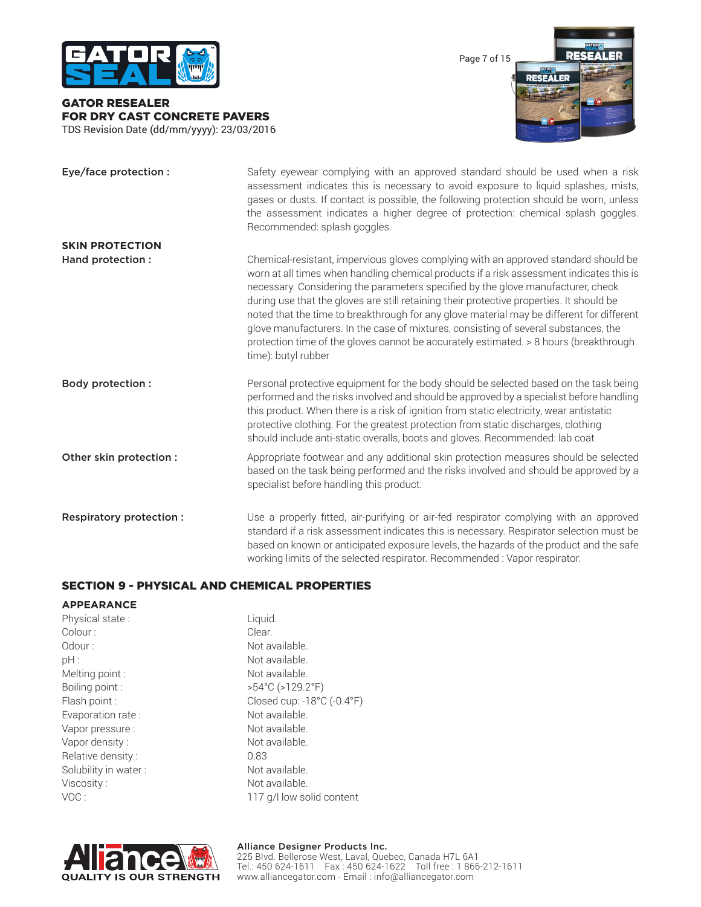| | |
|---|---|
| **Eye/face protection :** | Safety eyewear complying with an approved standard should be used when a risk assessment indicates this is necessary to avoid exposure to liquid splashes, mists, gases or dusts. If contact is possible, the following protection should be worn, unless the assessment indicates a higher degree of protection: chemical splash goggles. Recommended: splash goggles. |

**SKIN PROTECTION**

| | |
|---|---|
| **Hand protection :** | Chemical-resistant, impervious gloves complying with an approved standard should be worn at all times when handling chemical products if a risk assessment indicates this is necessary. Considering the parameters specified by the glove manufacturer, check during use that the gloves are still retaining their protective properties. It should be noted that the time to breakthrough for any glove material may be different for different glove manufacturers. In the case of mixtures, consisting of several substances, the protection time of the gloves cannot be accurately estimated. > 8 hours (breakthrough time): butyl rubber |
| **Body protection :** | Personal protective equipment for the body should be selected based on the task being performed and the risks involved and should be approved by a specialist before handling this product. When there is a risk of ignition from static electricity, wear antistatic protective clothing. For the greatest protection from static discharges, clothing should include anti-static overalls, boots and gloves. Recommended: lab coat |
| **Other skin protection :** | Appropriate footwear and any additional skin protection measures should be selected based on the task being performed and the risks involved and should be approved by a specialist before handling this product. |
| **Respiratory protection :** | Use a properly fitted, air-purifying or air-fed respirator complying with an approved standard if a risk assessment indicates this is necessary. Respirator selection must be based on known or anticipated exposure levels, the hazards of the product and the safe working limits of the selected respirator. Recommended : Vapor respirator. |

## SECTION 9 - PHYSICAL AND CHEMICAL PROPERTIES

**APPEARANCE**

| | |
|---|---|
| Physical state : | Liquid. |
| Colour : | Clear. |
| Odour : | Not available. |
| pH : | Not available. |
| Melting point : | Not available. |
| Boiling point : | >54°C (>129.2°F) |
| Flash point : | Closed cup: -18°C (-0.4°F) |
| Evaporation rate : | Not available. |
| Vapor pressure : | Not available. |
| Vapor density : | Not available. |
| Relative density : | 0.83 |
| Solubility in water : | Not available. |
| Viscosity : | Not available. |
| VOC : | 117 g/l low solid content |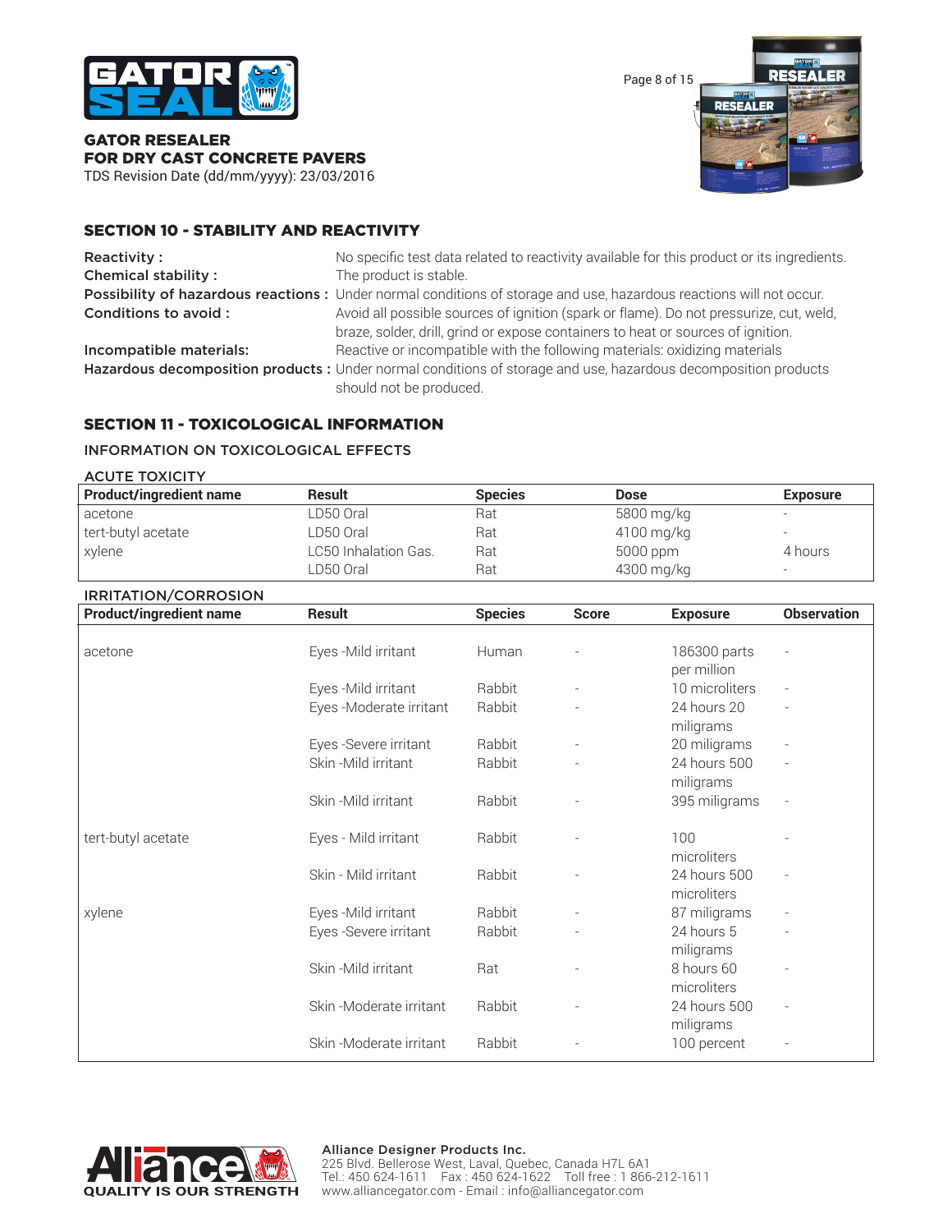## SECTION 10 - STABILITY AND REACTIVITY

**Reactivity :** No specific test data related to reactivity available for this product or its ingredients.

**Chemical stability :** The product is stable.

**Possibility of hazardous reactions :** Under normal conditions of storage and use, hazardous reactions will not occur.

**Conditions to avoid :** Avoid all possible sources of ignition (spark or flame). Do not pressurize, cut, weld, braze, solder, drill, grind or expose containers to heat or sources of ignition.

**Incompatible materials:** Reactive or incompatible with the following materials: oxidizing materials

**Hazardous decomposition products :** Under normal conditions of storage and use, hazardous decomposition products should not be produced.

## SECTION 11 - TOXICOLOGICAL INFORMATION

### INFORMATION ON TOXICOLOGICAL EFFECTS

#### ACUTE TOXICITY

| Product/ingredient name | Result | Species | Dose | Exposure |
|---|---|---|---|---|
| acetone | LD50 Oral | Rat | 5800 mg/kg | - |
| tert-butyl acetate | LD50 Oral | Rat | 4100 mg/kg | - |
| xylene | LC50 Inhalation Gas. | Rat | 5000 ppm | 4 hours |
| | LD50 Oral | Rat | 4300 mg/kg | - |

#### IRRITATION/CORROSION

| Product/ingredient name | Result | Species | Score | Exposure | Observation |
|---|---|---|---|---|---|
| acetone | Eyes -Mild irritant | Human | - | 186300 parts per million | - |
| | Eyes -Mild irritant | Rabbit | - | 10 microliters | - |
| | Eyes -Moderate irritant | Rabbit | - | 24 hours 20 miligrams | - |
| | Eyes -Severe irritant | Rabbit | - | 20 miligrams | - |
| | Skin -Mild irritant | Rabbit | - | 24 hours 500 miligrams | - |
| | Skin -Mild irritant | Rabbit | - | 395 miligrams | - |
| tert-butyl acetate | Eyes - Mild irritant | Rabbit | - | 100 microliters | - |
| | Skin - Mild irritant | Rabbit | - | 24 hours 500 microliters | - |
| xylene | Eyes -Mild irritant | Rabbit | - | 87 miligrams | - |
| | Eyes -Severe irritant | Rabbit | - | 24 hours 5 miligrams | - |
| | Skin -Mild irritant | Rat | - | 8 hours 60 microliters | - |
| | Skin -Moderate irritant | Rabbit | - | 24 hours 500 miligrams | - |
| | Skin -Moderate irritant | Rabbit | - | 100 percent | - |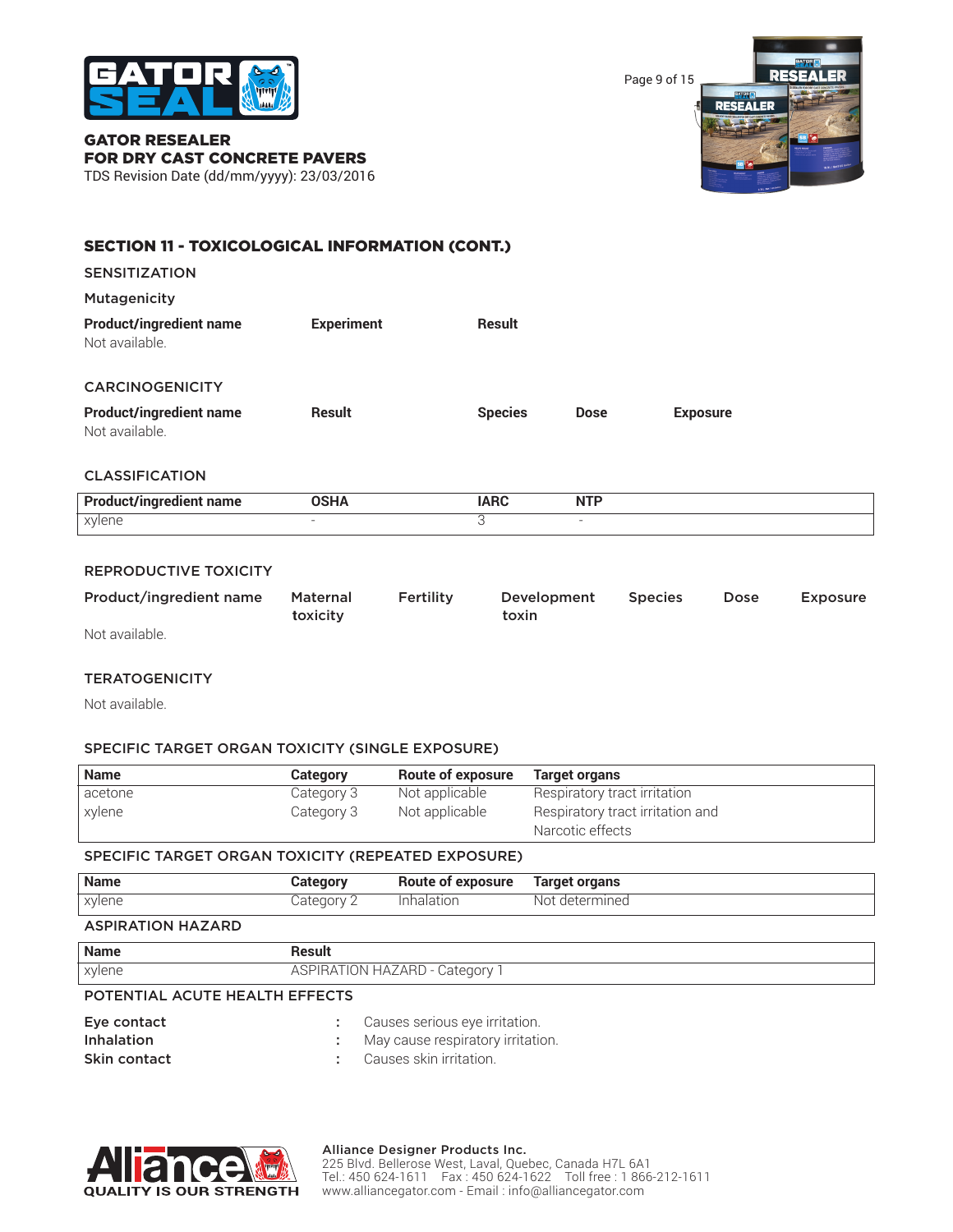## SECTION 11 - TOXICOLOGICAL INFORMATION (CONT.)

### SENSITIZATION

#### Mutagenicity

| Product/ingredient name | Experiment | Result |
|---|---|---|
| Not available. | | |

### CARCINOGENICITY

| Product/ingredient name | Result | Species | Dose | Exposure |
|---|---|---|---|---|
| Not available. | | | | |

### CLASSIFICATION

| Product/ingredient name | OSHA | IARC | NTP |
|---|---|---|---|
| xylene | - | 3 | - |

### REPRODUCTIVE TOXICITY

| Product/ingredient name | Maternal toxicity | Fertility | Development toxin | Species | Dose | Exposure |
|---|---|---|---|---|---|---|
| Not available. | | | | | | |

### TERATOGENICITY

Not available.

### SPECIFIC TARGET ORGAN TOXICITY (SINGLE EXPOSURE)

| Name | Category | Route of exposure | Target organs |
|---|---|---|---|
| acetone | Category 3 | Not applicable | Respiratory tract irritation |
| xylene | Category 3 | Not applicable | Respiratory tract irritation and Narcotic effects |

### SPECIFIC TARGET ORGAN TOXICITY (REPEATED EXPOSURE)

| Name | Category | Route of exposure | Target organs |
|---|---|---|---|
| xylene | Category 2 | Inhalation | Not determined |

### ASPIRATION HAZARD

| Name | Result |
|---|---|
| xylene | ASPIRATION HAZARD - Category 1 |

### POTENTIAL ACUTE HEALTH EFFECTS

**Eye contact** : Causes serious eye irritation.
**Inhalation** : May cause respiratory irritation.
**Skin contact** : Causes skin irritation.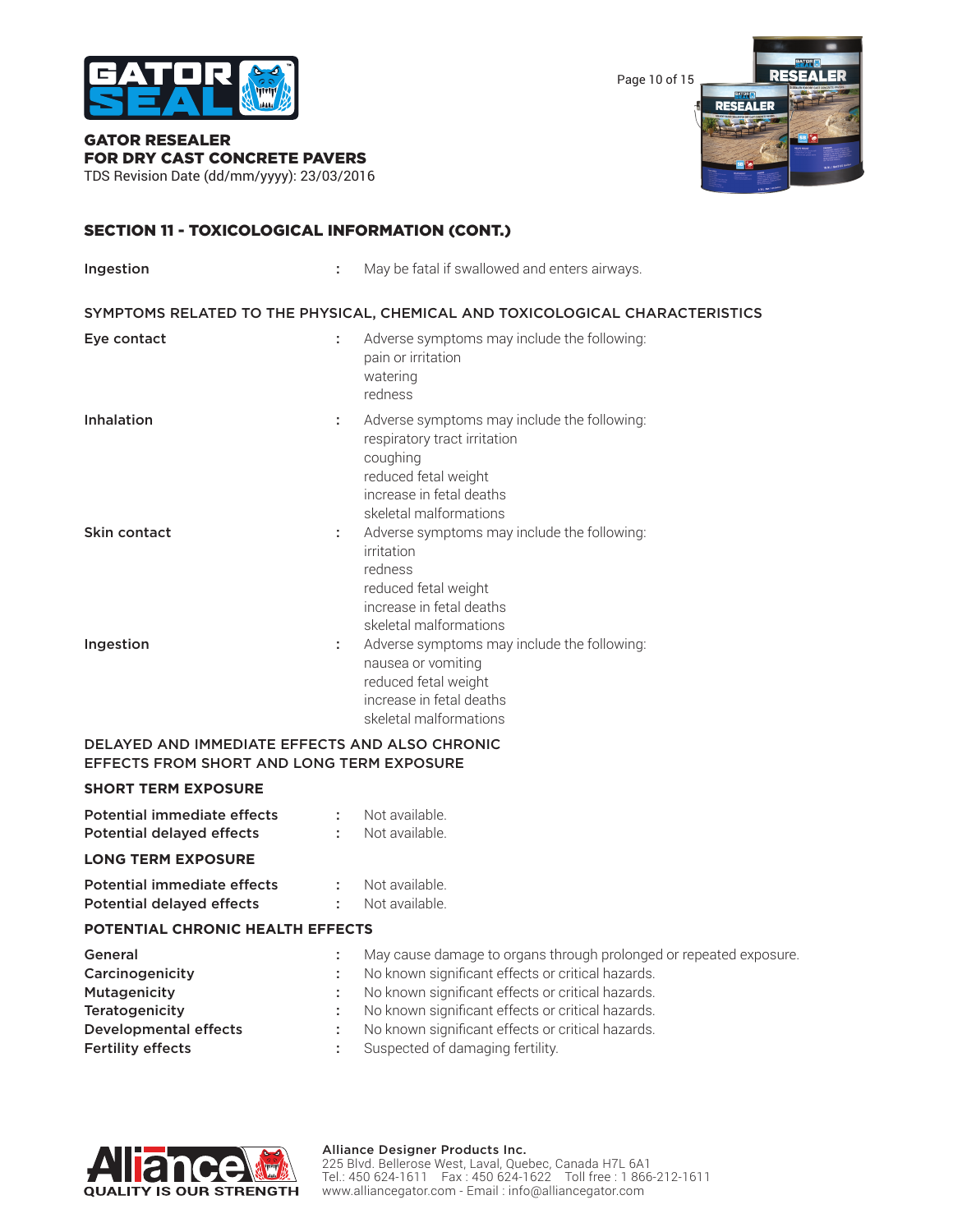## SECTION 11 - TOXICOLOGICAL INFORMATION (CONT.)

| | | |
|---|---|---|
| **Ingestion** | : | May be fatal if swallowed and enters airways. |

### SYMPTOMS RELATED TO THE PHYSICAL, CHEMICAL AND TOXICOLOGICAL CHARACTERISTICS

| | | |
|---|---|---|
| **Eye contact** | : | Adverse symptoms may include the following:<br>pain or irritation<br>watering<br>redness |
| **Inhalation** | : | Adverse symptoms may include the following:<br>respiratory tract irritation<br>coughing<br>reduced fetal weight<br>increase in fetal deaths<br>skeletal malformations |
| **Skin contact** | : | Adverse symptoms may include the following:<br>irritation<br>redness<br>reduced fetal weight<br>increase in fetal deaths<br>skeletal malformations |
| **Ingestion** | : | Adverse symptoms may include the following:<br>nausea or vomiting<br>reduced fetal weight<br>increase in fetal deaths<br>skeletal malformations |

### DELAYED AND IMMEDIATE EFFECTS AND ALSO CHRONIC EFFECTS FROM SHORT AND LONG TERM EXPOSURE

#### SHORT TERM EXPOSURE

| | | |
|---|---|---|
| **Potential immediate effects** | : | Not available. |
| **Potential delayed effects** | : | Not available. |

#### LONG TERM EXPOSURE

| | | |
|---|---|---|
| **Potential immediate effects** | : | Not available. |
| **Potential delayed effects** | : | Not available. |

#### POTENTIAL CHRONIC HEALTH EFFECTS

| | | |
|---|---|---|
| **General** | : | May cause damage to organs through prolonged or repeated exposure. |
| **Carcinogenicity** | : | No known significant effects or critical hazards. |
| **Mutagenicity** | : | No known significant effects or critical hazards. |
| **Teratogenicity** | : | No known significant effects or critical hazards. |
| **Developmental effects** | : | No known significant effects or critical hazards. |
| **Fertility effects** | : | Suspected of damaging fertility. |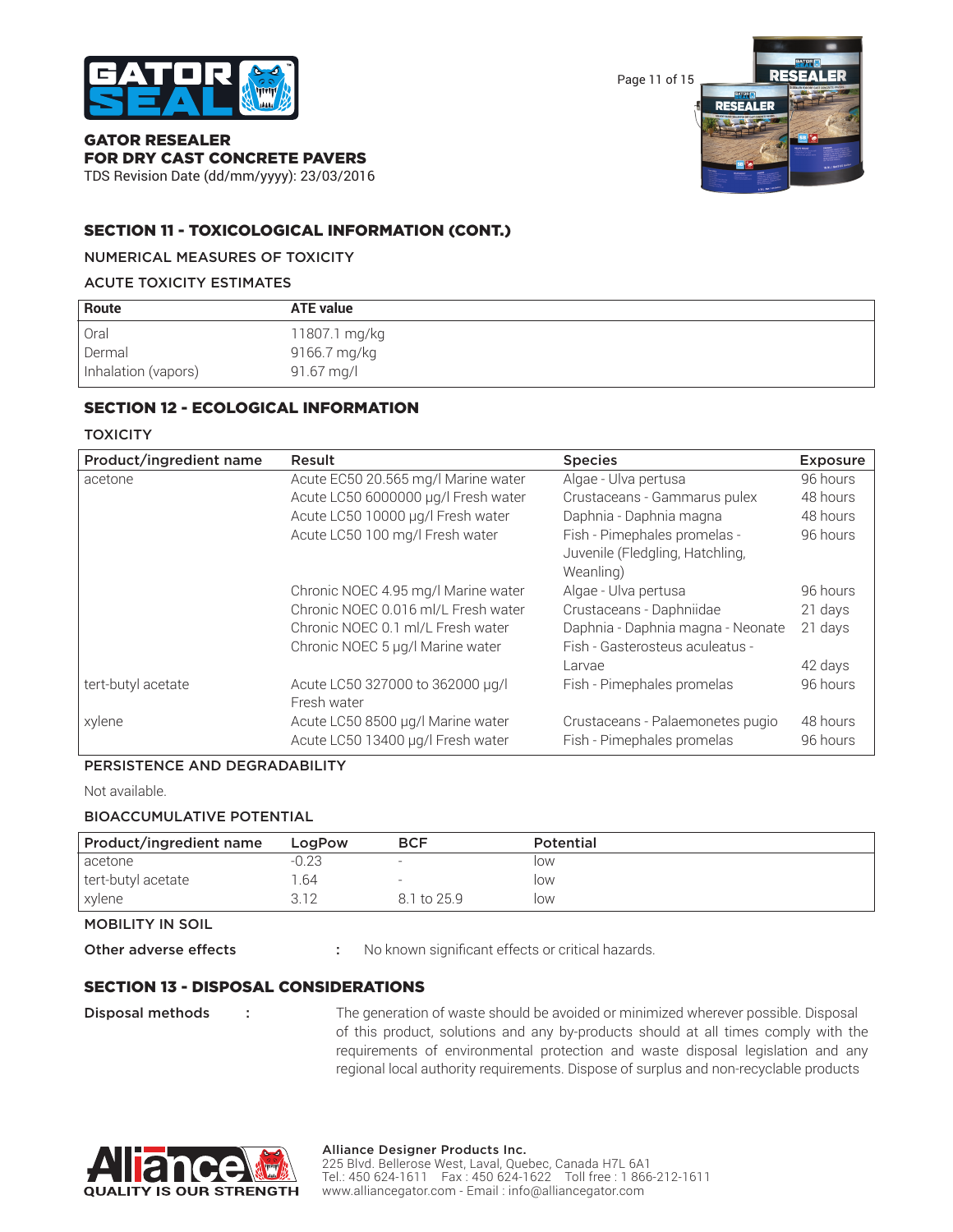## SECTION 11 - TOXICOLOGICAL INFORMATION (CONT.)

NUMERICAL MEASURES OF TOXICITY

ACUTE TOXICITY ESTIMATES

| Route | ATE value |
|---|---|
| Oral | 11807.1 mg/kg |
| Dermal | 9166.7 mg/kg |
| Inhalation (vapors) | 91.67 mg/l |

## SECTION 12 - ECOLOGICAL INFORMATION

TOXICITY

| Product/ingredient name | Result | Species | Exposure |
|---|---|---|---|
| acetone | Acute EC50 20.565 mg/l Marine water | Algae - Ulva pertusa | 96 hours |
| | Acute LC50 6000000 µg/l Fresh water | Crustaceans - Gammarus pulex | 48 hours |
| | Acute LC50 10000 µg/l Fresh water | Daphnia - Daphnia magna | 48 hours |
| | Acute LC50 100 mg/l Fresh water | Fish - Pimephales promelas - Juvenile (Fledgling, Hatchling, Weanling) | 96 hours |
| | Chronic NOEC 4.95 mg/l Marine water | Algae - Ulva pertusa | 96 hours |
| | Chronic NOEC 0.016 ml/L Fresh water | Crustaceans - Daphniidae | 21 days |
| | Chronic NOEC 0.1 ml/L Fresh water | Daphnia - Daphnia magna - Neonate | 21 days |
| | Chronic NOEC 5 µg/l Marine water | Fish - Gasterosteus aculeatus - Larvae | 42 days |
| tert-butyl acetate | Acute LC50 327000 to 362000 µg/l Fresh water | Fish - Pimephales promelas | 96 hours |
| xylene | Acute LC50 8500 µg/l Marine water | Crustaceans - Palaemonetes pugio | 48 hours |
| | Acute LC50 13400 µg/l Fresh water | Fish - Pimephales promelas | 96 hours |

PERSISTENCE AND DEGRADABILITY

Not available.

BIOACCUMULATIVE POTENTIAL

| Product/ingredient name | LogPow | BCF | Potential |
|---|---|---|---|
| acetone | -0.23 | - | low |
| tert-butyl acetate | 1.64 | - | low |
| xylene | 3.12 | 8.1 to 25.9 | low |

MOBILITY IN SOIL

**Other adverse effects** : No known significant effects or critical hazards.

## SECTION 13 - DISPOSAL CONSIDERATIONS

**Disposal methods** : The generation of waste should be avoided or minimized wherever possible. Disposal of this product, solutions and any by-products should at all times comply with the requirements of environmental protection and waste disposal legislation and any regional local authority requirements. Dispose of surplus and non-recyclable products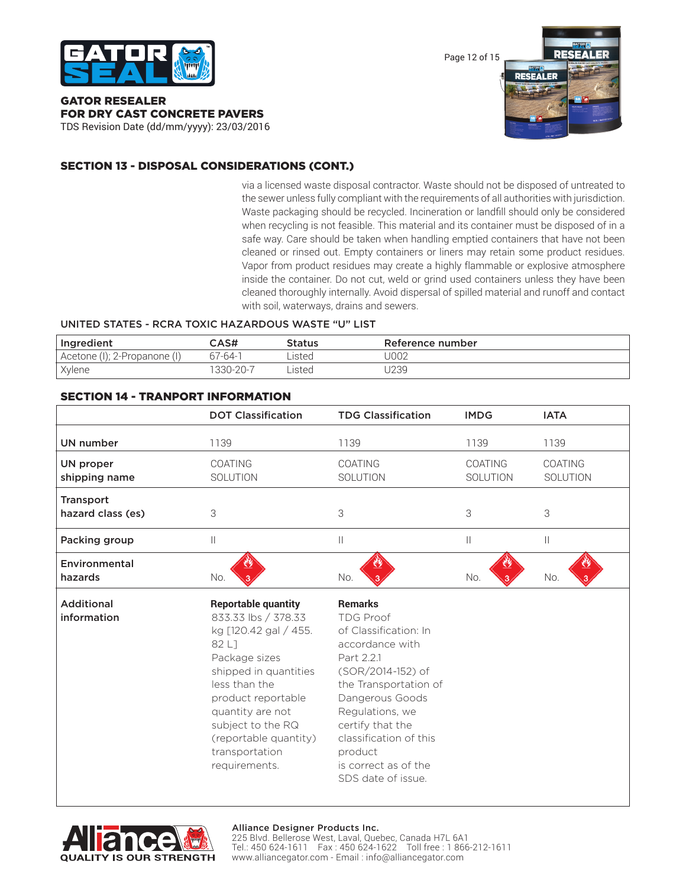## SECTION 13 - DISPOSAL CONSIDERATIONS (CONT.)

via a licensed waste disposal contractor. Waste should not be disposed of untreated to the sewer unless fully compliant with the requirements of all authorities with jurisdiction. Waste packaging should be recycled. Incineration or landfill should only be considered when recycling is not feasible. This material and its container must be disposed of in a safe way. Care should be taken when handling emptied containers that have not been cleaned or rinsed out. Empty containers or liners may retain some product residues. Vapor from product residues may create a highly flammable or explosive atmosphere inside the container. Do not cut, weld or grind used containers unless they have been cleaned thoroughly internally. Avoid dispersal of spilled material and runoff and contact with soil, waterways, drains and sewers.

UNITED STATES - RCRA TOXIC HAZARDOUS WASTE "U" LIST

| Ingredient | CAS# | Status | Reference number |
|---|---|---|---|
| Acetone (I); 2-Propanone (I) | 67-64-1 | Listed | U002 |
| Xylene | 1330-20-7 | Listed | U239 |

## SECTION 14 - TRANPORT INFORMATION

| | DOT Classification | TDG Classification | IMDG | IATA |
|---|---|---|---|---|
| **UN number** | 1139 | 1139 | 1139 | 1139 |
| **UN proper shipping name** | COATING SOLUTION | COATING SOLUTION | COATING SOLUTION | COATING SOLUTION |
| **Transport hazard class (es)** | 3 | 3 | 3 | 3 |
| **Packing group** | II | II | II | II |
| **Environmental hazards** | No. | No. | No. | No. |
| **Additional information** | **Reportable quantity** 833.33 lbs / 378.33 kg [120.42 gal / 455.82 L] Package sizes shipped in quantities less than the product reportable quantity are not subject to the RQ (reportable quantity) transportation requirements. | **Remarks** TDG Proof of Classification: In accordance with Part 2.2.1 (SOR/2014-152) of the Transportation of Dangerous Goods Regulations, we certify that the classification of this product is correct as of the SDS date of issue. | | |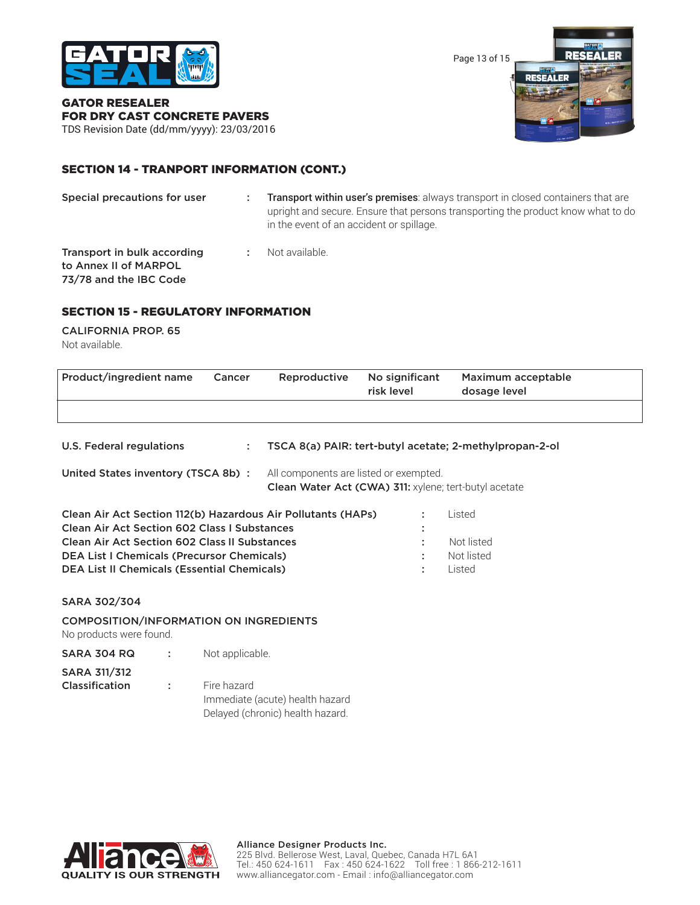## SECTION 14 - TRANPORT INFORMATION (CONT.)

**Special precautions for user** : **Transport within user's premises**: always transport in closed containers that are upright and secure. Ensure that persons transporting the product know what to do in the event of an accident or spillage.

**Transport in bulk according to Annex II of MARPOL 73/78 and the IBC Code** : Not available.

## SECTION 15 - REGULATORY INFORMATION

**CALIFORNIA PROP. 65**

Not available.

| Product/ingredient name | Cancer | Reproductive | No significant risk level | Maximum acceptable dosage level |
|---|---|---|---|---|
| | | | | |

**U.S. Federal regulations** : **TSCA 8(a) PAIR: tert-butyl acetate; 2-methylpropan-2-ol**

**United States inventory (TSCA 8b)** : All components are listed or exempted.
**Clean Water Act (CWA) 311:** xylene; tert-butyl acetate

**Clean Air Act Section 112(b) Hazardous Air Pollutants (HAPs)** : Listed
**Clean Air Act Section 602 Class I Substances** :
**Clean Air Act Section 602 Class II Substances** : Not listed
**DEA List I Chemicals (Precursor Chemicals)** : Not listed
**DEA List II Chemicals (Essential Chemicals)** : Listed

**SARA 302/304**

**COMPOSITION/INFORMATION ON INGREDIENTS**

No products were found.

**SARA 304 RQ** : Not applicable.

**SARA 311/312 Classification** : Fire hazard
Immediate (acute) health hazard
Delayed (chronic) health hazard.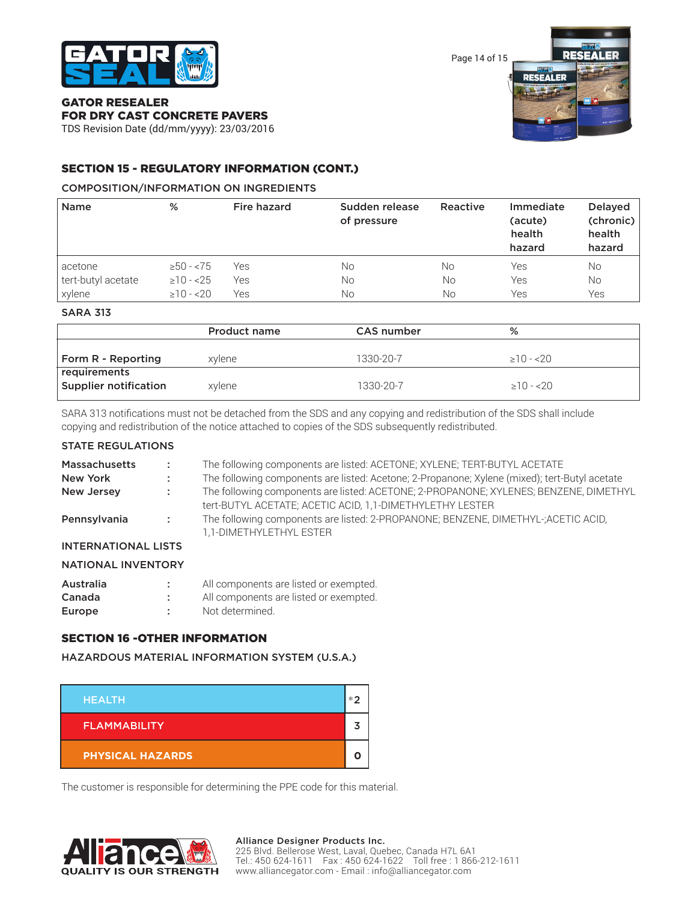**GATOR RESEALER**
**FOR DRY CAST CONCRETE PAVERS**
TDS Revision Date (dd/mm/yyyy): 23/03/2016

## SECTION 15 - REGULATORY INFORMATION (CONT.)

### COMPOSITION/INFORMATION ON INGREDIENTS

| Name | % | Fire hazard | Sudden release of pressure | Reactive | Immediate (acute) health hazard | Delayed (chronic) health hazard |
|---|---|---|---|---|---|---|
| acetone | ≥50 - <75 | Yes | No | No | Yes | No |
| tert-butyl acetate | ≥10 - <25 | Yes | No | No | Yes | No |
| xylene | ≥10 - <20 | Yes | No | No | Yes | Yes |

### SARA 313

| | Product name | CAS number | % |
|---|---|---|---|
| **Form R - Reporting requirements** | xylene | 1330-20-7 | ≥10 - <20 |
| **Supplier notification** | xylene | 1330-20-7 | ≥10 - <20 |

SARA 313 notifications must not be detached from the SDS and any copying and redistribution of the SDS shall include copying and redistribution of the notice attached to copies of the SDS subsequently redistributed.

### STATE REGULATIONS

**Massachusetts** : The following components are listed: ACETONE; XYLENE; TERT-BUTYL ACETATE
**New York** : The following components are listed: Acetone; 2-Propanone; Xylene (mixed); tert-Butyl acetate
**New Jersey** : The following components are listed: ACETONE; 2-PROPANONE; XYLENES; BENZENE, DIMETHYL tert-BUTYL ACETATE; ACETIC ACID, 1,1-DIMETHYLETHY LESTER
**Pennsylvania** : The following components are listed: 2-PROPANONE; BENZENE, DIMETHYL-;ACETIC ACID, 1,1-DIMETHYLETHYL ESTER

### INTERNATIONAL LISTS

### NATIONAL INVENTORY

**Australia** : All components are listed or exempted.
**Canada** : All components are listed or exempted.
**Europe** : Not determined.

## SECTION 16 -OTHER INFORMATION

### HAZARDOUS MATERIAL INFORMATION SYSTEM (U.S.A.)

| | |
|---|---|
| HEALTH | *2 |
| FLAMMABILITY | 3 |
| PHYSICAL HAZARDS | 0 |

The customer is responsible for determining the PPE code for this material.

**Alliance Designer Products Inc.**
225 Blvd. Bellerose West, Laval, Quebec, Canada H7L 6A1
Tel.: 450 624-1611 Fax : 450 624-1622 Toll free : 1 866-212-1611
www.alliancegator.com - Email : info@alliancegator.com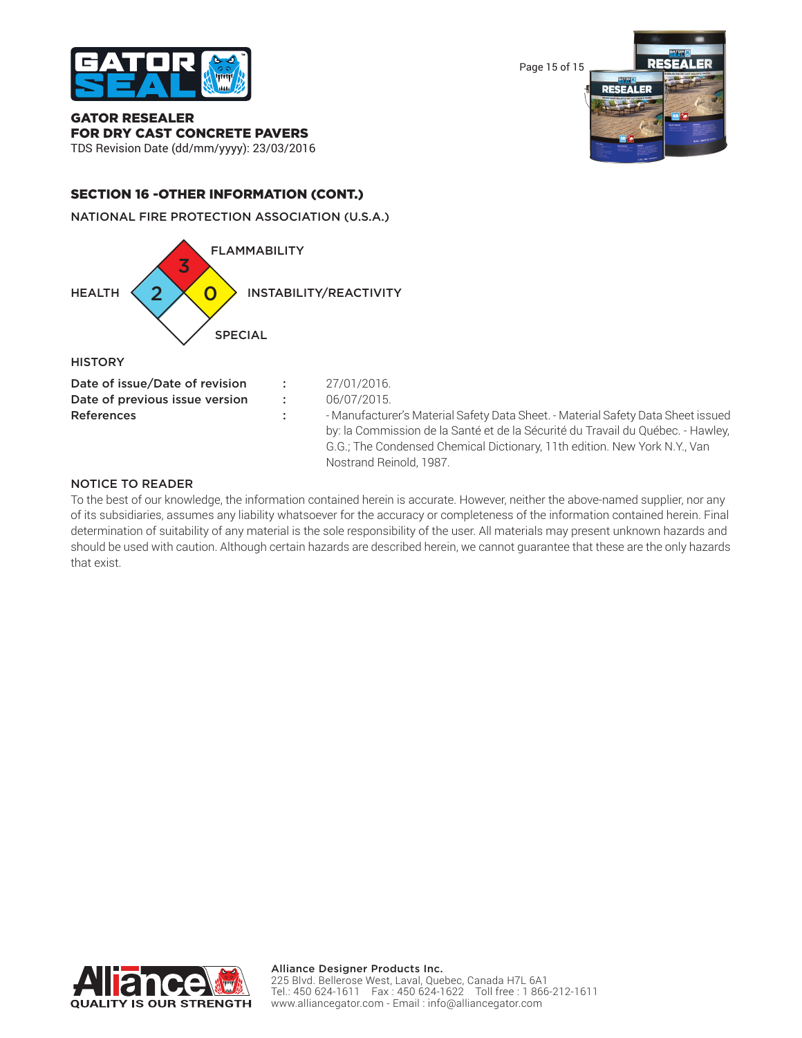## SECTION 16 -OTHER INFORMATION (CONT.)

NATIONAL FIRE PROTECTION ASSOCIATION (U.S.A.)

FLAMMABILITY
3
HEALTH
2
0
INSTABILITY/REACTIVITY
SPECIAL

HISTORY

| | | |
|---|---|---|
| **Date of issue/Date of revision** | : | 27/01/2016. |
| **Date of previous issue version** | : | 06/07/2015. |
| **References** | : | - Manufacturer's Material Safety Data Sheet. - Material Safety Data Sheet issued by: la Commission de la Santé et de la Sécurité du Travail du Québec. - Hawley, G.G.; The Condensed Chemical Dictionary, 11th edition. New York N.Y., Van Nostrand Reinold, 1987. |

NOTICE TO READER

To the best of our knowledge, the information contained herein is accurate. However, neither the above-named supplier, nor any of its subsidiaries, assumes any liability whatsoever for the accuracy or completeness of the information contained herein. Final determination of suitability of any material is the sole responsibility of the user. All materials may present unknown hazards and should be used with caution. Although certain hazards are described herein, we cannot guarantee that these are the only hazards that exist.